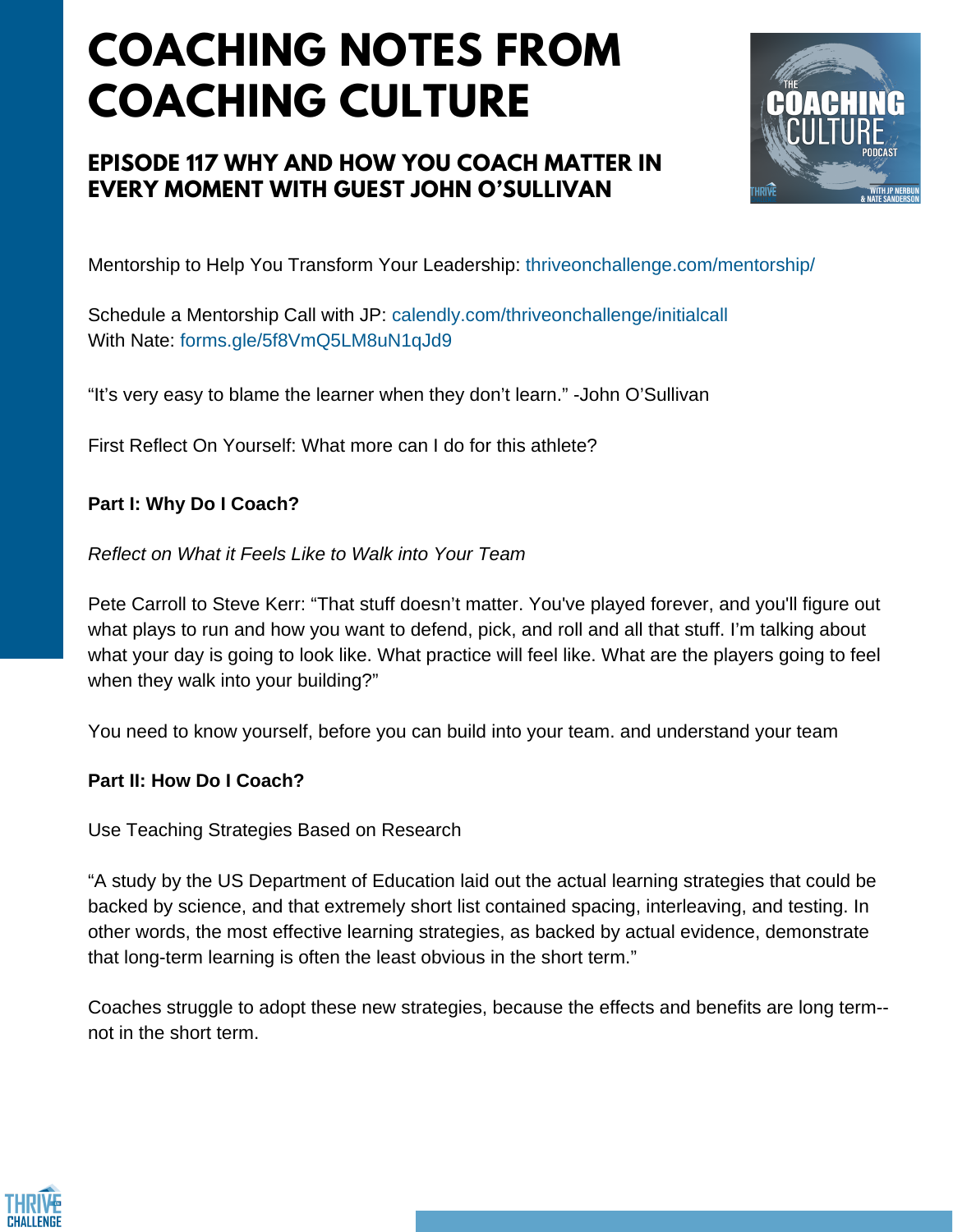# COACHING NOTES FROM COACHING CULTURE

## EPISODE 117 WHY AND HOW YOU COACH MATTER IN EVERY MOMENT WITH GUEST JOHN O'SULLIVAN

Mentorship to Help You Transform Your Leadership: thriveonchallenge.com/mentorship/

Schedule a Mentorship Call with JP: calendly.com/thriveonchallenge/initialcall
With Nate: forms.gle/5f8VmQ5LM8uN1qJd9

"It's very easy to blame the learner when they don't learn." -John O'Sullivan

First Reflect On Yourself: What more can I do for this athlete?

**Part I: Why Do I Coach?**

*Reflect on What it Feels Like to Walk into Your Team*

Pete Carroll to Steve Kerr: "That stuff doesn't matter. You've played forever, and you'll figure out what plays to run and how you want to defend, pick, and roll and all that stuff. I'm talking about what your day is going to look like. What practice will feel like. What are the players going to feel when they walk into your building?"

You need to know yourself, before you can build into your team. and understand your team

**Part II: How Do I Coach?**

Use Teaching Strategies Based on Research

"A study by the US Department of Education laid out the actual learning strategies that could be backed by science, and that extremely short list contained spacing, interleaving, and testing. In other words, the most effective learning strategies, as backed by actual evidence, demonstrate that long-term learning is often the least obvious in the short term."

Coaches struggle to adopt these new strategies, because the effects and benefits are long term--not in the short term.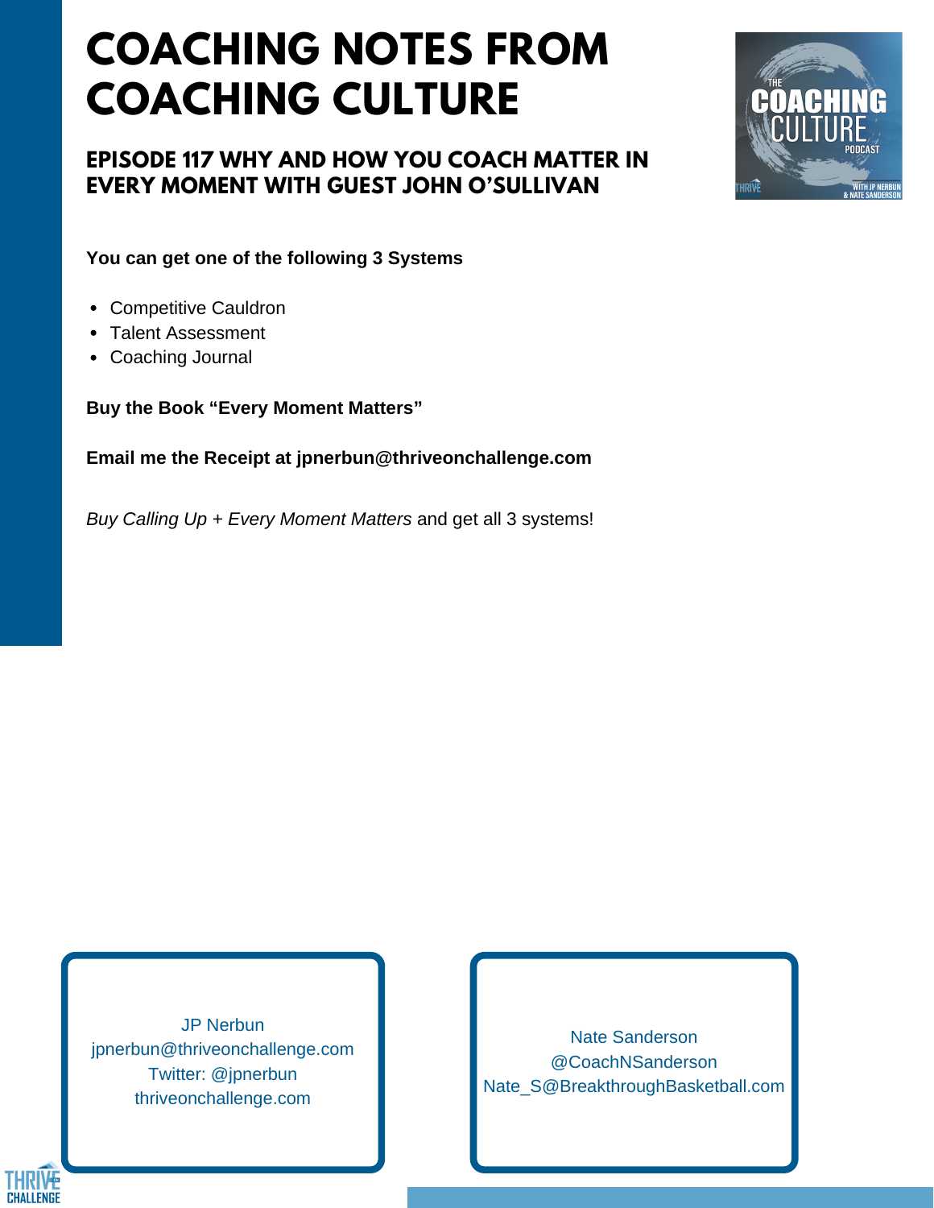# COACHING NOTES FROM COACHING CULTURE

## EPISODE 117 WHY AND HOW YOU COACH MATTER IN EVERY MOMENT WITH GUEST JOHN O'SULLIVAN

**You can get one of the following 3 Systems**

- Competitive Cauldron
- Talent Assessment
- Coaching Journal

**Buy the Book "Every Moment Matters"**

**Email me the Receipt at jpnerbun@thriveonchallenge.com**

*Buy Calling Up + Every Moment Matters* and get all 3 systems!

JP Nerbun
jpnerbun@thriveonchallenge.com
Twitter: @jpnerbun
thriveonchallenge.com

Nate Sanderson
@CoachNSanderson
Nate_S@BreakthroughBasketball.com